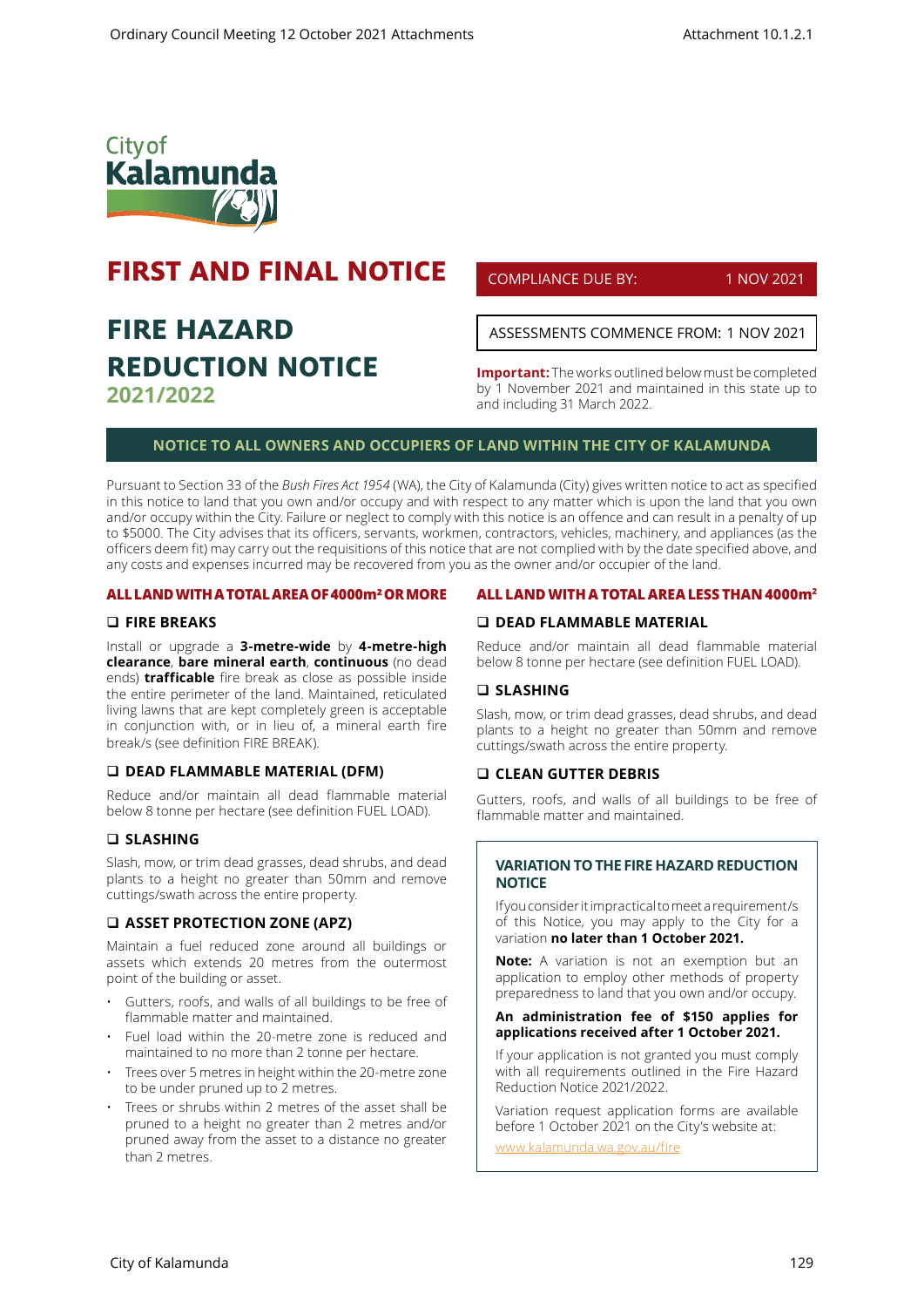City of Kalamunda

# FIRST AND FINAL NOTICE

# FIRE HAZARD REDUCTION NOTICE 2021/2022

COMPLIANCE DUE BY: 1 NOV 2021

ASSESSMENTS COMMENCE FROM: 1 NOV 2021

**Important:** The works outlined below must be completed by 1 November 2021 and maintained in this state up to and including 31 March 2022.

## NOTICE TO ALL OWNERS AND OCCUPIERS OF LAND WITHIN THE CITY OF KALAMUNDA

Pursuant to Section 33 of the *Bush Fires Act 1954* (WA), the City of Kalamunda (City) gives written notice to act as specified in this notice to land that you own and/or occupy and with respect to any matter which is upon the land that you own and/or occupy within the City. Failure or neglect to comply with this notice is an offence and can result in a penalty of up to $5000. The City advises that its officers, servants, workmen, contractors, vehicles, machinery, and appliances (as the officers deem fit) may carry out the requisitions of this notice that are not complied with by the date specified above, and any costs and expenses incurred may be recovered from you as the owner and/or occupier of the land.

## ALL LAND WITH A TOTAL AREA OF 4000m² OR MORE

### ❑ FIRE BREAKS

Install or upgrade a **3-metre-wide** by **4-metre-high clearance**, **bare mineral earth**, **continuous** (no dead ends) **trafficable** fire break as close as possible inside the entire perimeter of the land. Maintained, reticulated living lawns that are kept completely green is acceptable in conjunction with, or in lieu of, a mineral earth fire break/s (see definition FIRE BREAK).

### ❑ DEAD FLAMMABLE MATERIAL (DFM)

Reduce and/or maintain all dead flammable material below 8 tonne per hectare (see definition FUEL LOAD).

### ❑ SLASHING

Slash, mow, or trim dead grasses, dead shrubs, and dead plants to a height no greater than 50mm and remove cuttings/swath across the entire property.

### ❑ ASSET PROTECTION ZONE (APZ)

Maintain a fuel reduced zone around all buildings or assets which extends 20 metres from the outermost point of the building or asset.

- Gutters, roofs, and walls of all buildings to be free of flammable matter and maintained.
- Fuel load within the 20-metre zone is reduced and maintained to no more than 2 tonne per hectare.
- Trees over 5 metres in height within the 20-metre zone to be under pruned up to 2 metres.
- Trees or shrubs within 2 metres of the asset shall be pruned to a height no greater than 2 metres and/or pruned away from the asset to a distance no greater than 2 metres.

## ALL LAND WITH A TOTAL AREA LESS THAN 4000m²

### ❑ DEAD FLAMMABLE MATERIAL

Reduce and/or maintain all dead flammable material below 8 tonne per hectare (see definition FUEL LOAD).

### ❑ SLASHING

Slash, mow, or trim dead grasses, dead shrubs, and dead plants to a height no greater than 50mm and remove cuttings/swath across the entire property.

### ❑ CLEAN GUTTER DEBRIS

Gutters, roofs, and walls of all buildings to be free of flammable matter and maintained.

### VARIATION TO THE FIRE HAZARD REDUCTION NOTICE

If you consider it impractical to meet a requirement/s of this Notice, you may apply to the City for a variation **no later than 1 October 2021.**

**Note:** A variation is not an exemption but an application to employ other methods of property preparedness to land that you own and/or occupy.

**An administration fee of $150 applies for applications received after 1 October 2021.**

If your application is not granted you must comply with all requirements outlined in the Fire Hazard Reduction Notice 2021/2022.

Variation request application forms are available before 1 October 2021 on the City's website at: www.kalamunda.wa.gov.au/fire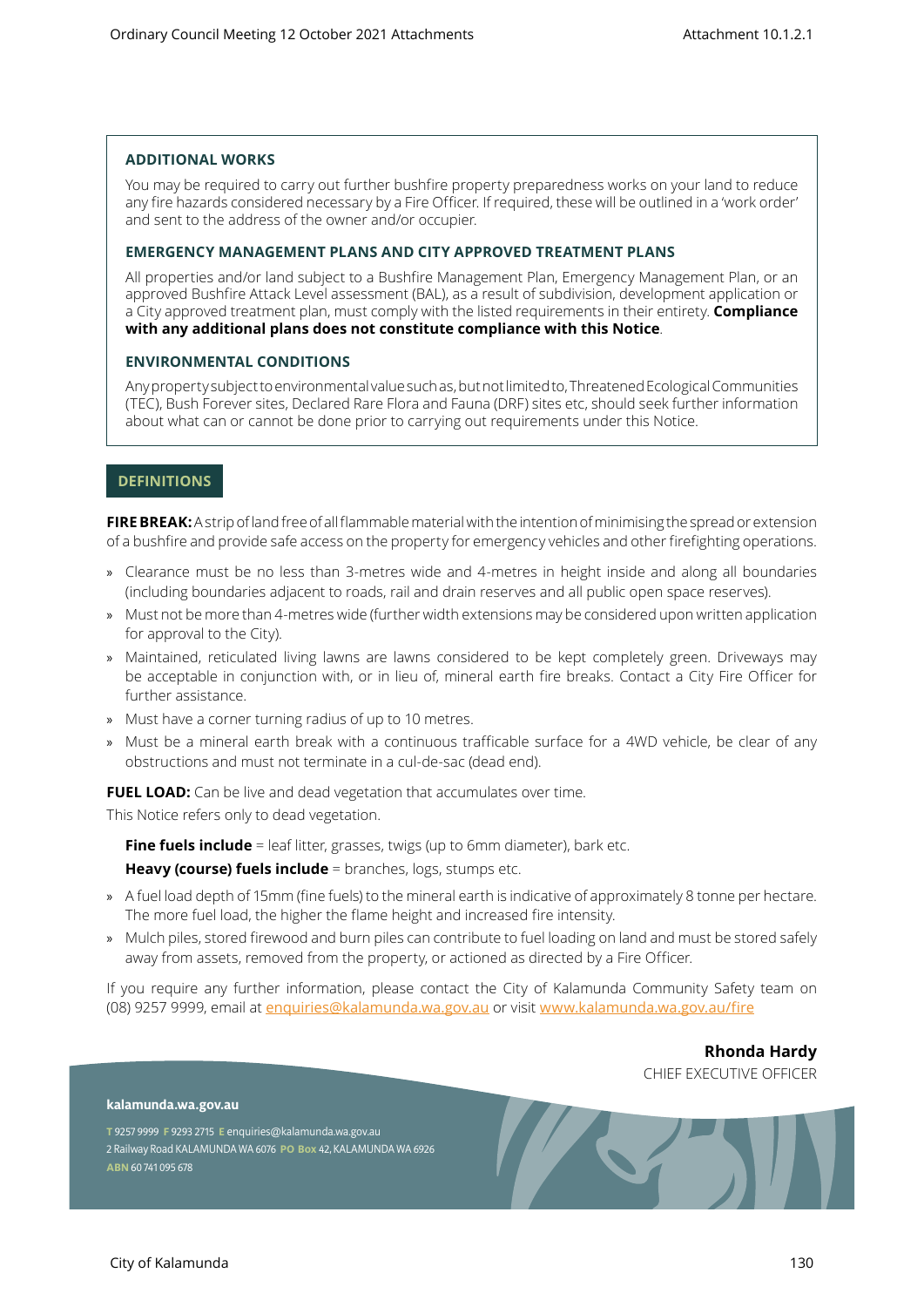### ADDITIONAL WORKS

You may be required to carry out further bushfire property preparedness works on your land to reduce any fire hazards considered necessary by a Fire Officer. If required, these will be outlined in a 'work order' and sent to the address of the owner and/or occupier.

### EMERGENCY MANAGEMENT PLANS AND CITY APPROVED TREATMENT PLANS

All properties and/or land subject to a Bushfire Management Plan, Emergency Management Plan, or an approved Bushfire Attack Level assessment (BAL), as a result of subdivision, development application or a City approved treatment plan, must comply with the listed requirements in their entirety. **Compliance with any additional plans does not constitute compliance with this Notice**.

### ENVIRONMENTAL CONDITIONS

Any property subject to environmental value such as, but not limited to, Threatened Ecological Communities (TEC), Bush Forever sites, Declared Rare Flora and Fauna (DRF) sites etc, should seek further information about what can or cannot be done prior to carrying out requirements under this Notice.

## DEFINITIONS

**FIRE BREAK:** A strip of land free of all flammable material with the intention of minimising the spread or extension of a bushfire and provide safe access on the property for emergency vehicles and other firefighting operations.

- Clearance must be no less than 3-metres wide and 4-metres in height inside and along all boundaries (including boundaries adjacent to roads, rail and drain reserves and all public open space reserves).
- Must not be more than 4-metres wide (further width extensions may be considered upon written application for approval to the City).
- Maintained, reticulated living lawns are lawns considered to be kept completely green. Driveways may be acceptable in conjunction with, or in lieu of, mineral earth fire breaks. Contact a City Fire Officer for further assistance.
- Must have a corner turning radius of up to 10 metres.
- Must be a mineral earth break with a continuous trafficable surface for a 4WD vehicle, be clear of any obstructions and must not terminate in a cul-de-sac (dead end).

**FUEL LOAD:** Can be live and dead vegetation that accumulates over time.

This Notice refers only to dead vegetation.

**Fine fuels include** = leaf litter, grasses, twigs (up to 6mm diameter), bark etc.

**Heavy (course) fuels include** = branches, logs, stumps etc.

- A fuel load depth of 15mm (fine fuels) to the mineral earth is indicative of approximately 8 tonne per hectare. The more fuel load, the higher the flame height and increased fire intensity.
- Mulch piles, stored firewood and burn piles can contribute to fuel loading on land and must be stored safely away from assets, removed from the property, or actioned as directed by a Fire Officer.

If you require any further information, please contact the City of Kalamunda Community Safety team on (08) 9257 9999, email at enquiries@kalamunda.wa.gov.au or visit www.kalamunda.wa.gov.au/fire

**Rhonda Hardy**
CHIEF EXECUTIVE OFFICER

**kalamunda.wa.gov.au**

**T** 9257 9999 **F** 9293 2715 **E** enquiries@kalamunda.wa.gov.au
2 Railway Road KALAMUNDA WA 6076 **PO Box** 42, KALAMUNDA WA 6926
**ABN** 60 741 095 678